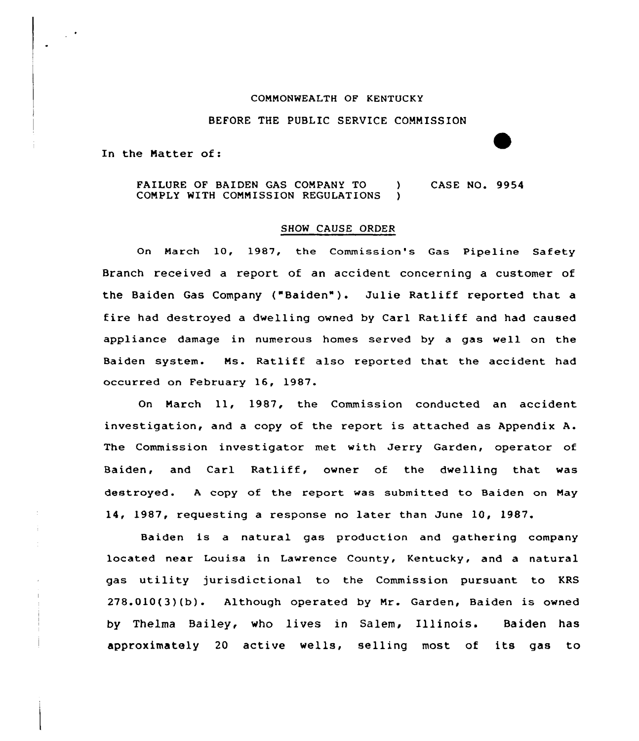COMMONWEALTH OF KENTUCKY

BEFORE THE PUBLIC SERVICE COMMISSION

In the Matter of:

FAILURE OF BAIDEN GAS COMPANY TO COMPLY WITH COMMISSION REGULATIONS ) ) CASE NO. 9954

## SHOW CAUSE ORDER

On March 10, 1987, the Commission's Gas Pipeline Safety Branch received a report of an accident concerning a customer of the Baiden Gas Company ("Baiden"). Julie Ratliff reported that a fire had destroyed a dwelling owned by Carl Ratliff and had caused appliance damage in numerous homes served by a gas well on the Baiden system. Ms. Ratliff also reported that the accident had occurred on February 16, 1987.

On March 11, 1987, the Commission conducted an accident investigation, and a copy of the report is attached as Appendix A. The Commission investigator met with Jerry Garden, operator of Baiden, and Carl Ratliff, owner of the dwelling that was destroyed. A copy of the report was submitted to Baiden on May 14, 1987, requesting a response no later than June 10, 1987.

Baiden is a natural gas production and gathering company located near Louisa in Lawrence County, Kentucky, and a natural gas utility jurisdictional to the Commission pursuant to KRS 278.010(3)(b). Although operated by Mr. Garden, Baiden is owned by Thelma Bailey, who lives in Salem, Illinois. Baiden has approximately 20 active wells, selling most of its gas to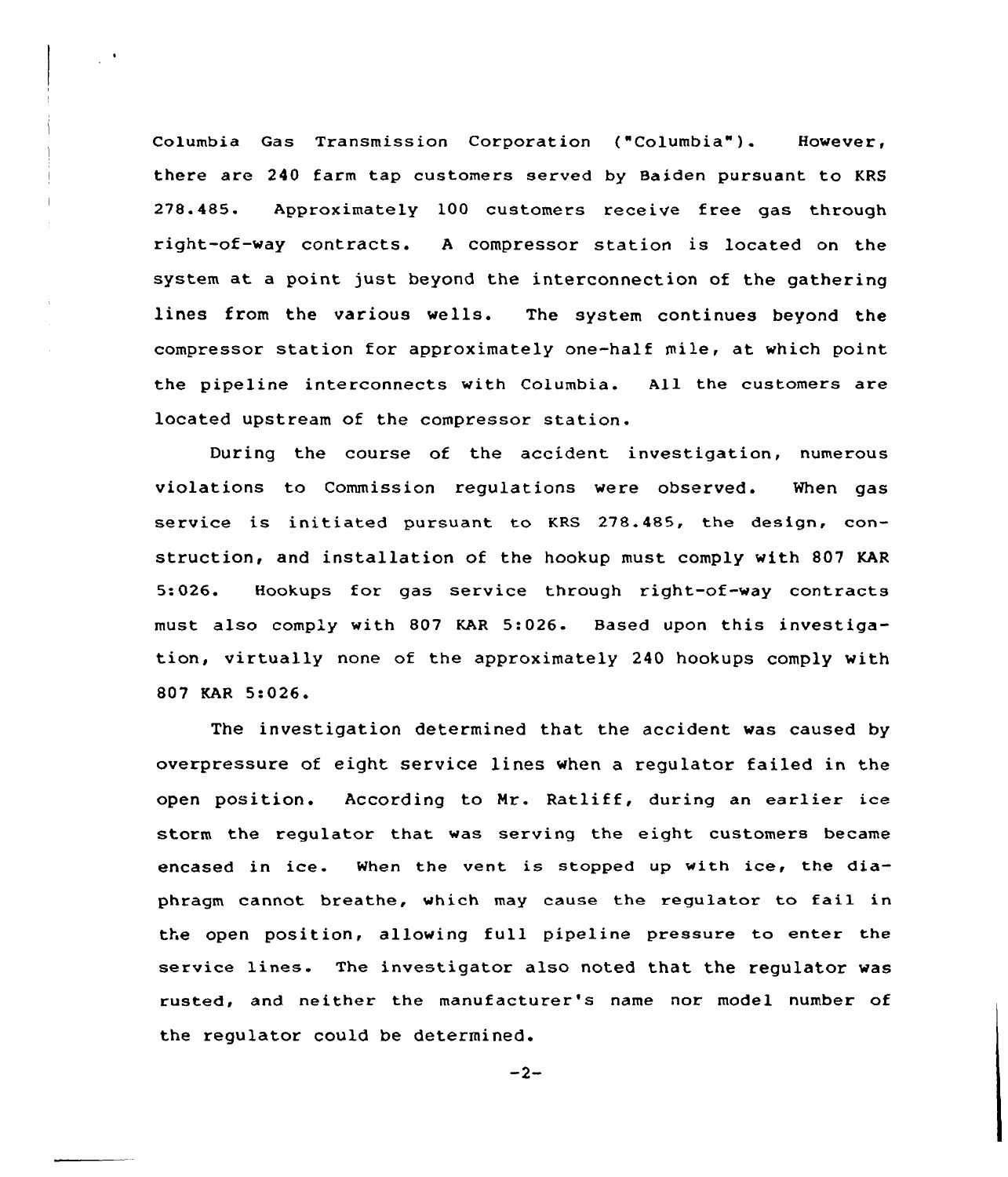Columbia Gas Transmission Corporation ("Columbia"). However, there are 240 farm tap customers served by Baiden pursuant to KRS 278.485. Approximately 100 customers receive free gas through right-of-way contracts. A compressor station is located on the system at a point just beyond the interconnection of the gathering lines from the various wells. The system continues beyond the compressor station for approximately one-half mile, at which point the pipeline interconnects with Columbia. All the customers are located upstream of the compressor station.

During the course of the accident investigation, numerous violations to Commission regulations were observed. When gas service is initiated pursuant to KRS 278.485, the design, construction, and installation of the hookup must comply with 807 KAR 5:026. Hookups for gas service through right-of-way contracts must also comply with 807 KAR 5:026. Based upon this investigation, virtually none of the approximately 240 hookups comply with 807 KAR 5:026.

The investigation determined that the accident was caused by overpressure of eight service lines when a regulator failed in the open position. According to Mr. Ratliff, during an earlier ice storm the regulator that was serving the eight customers became encased in ice. When the vent is stopped up with ice, the diaphragm cannot breathe, which may cause the regulator to fail in the open position, allowing full pipeline pressure to enter the service lines. The investigator also noted that the regulator was rusted, and neither the manufacturer's name nor model number of the regulator could be determined.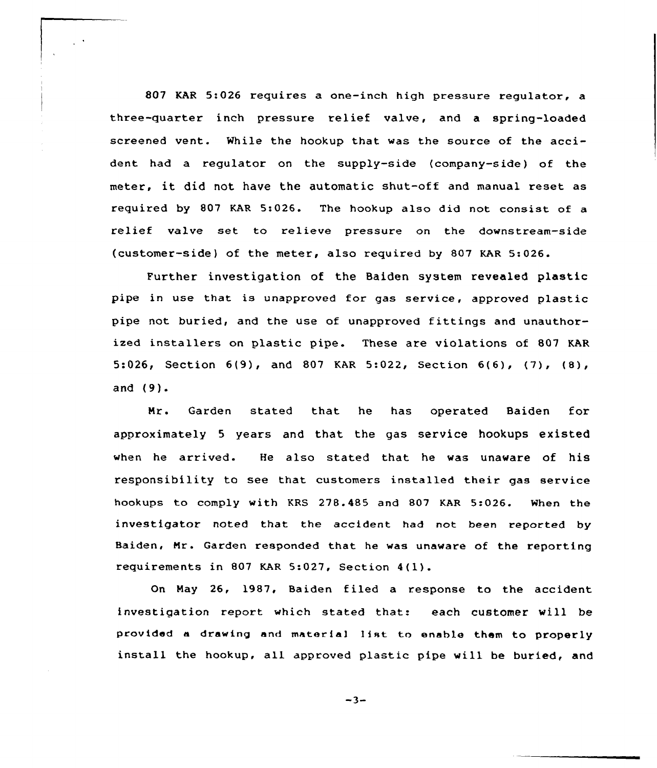807 KAR 5:026 requires a one-inch high pressure regulator, a three-quarter inch pressure relief valve, and a spring-loaded screened vent. While the hookup that was the source of the accident had a regulator on the supply-side (company-side) of the meter, it did not have the automatic shut-off and manual reset as required by 807 KAR 5:026. The hookup also did not consist of a relief valve set to relieve pressure on the downstream-side (customer-side) of the meter, also required by 807 KAR 5:026.

Further investigation of the Baiden system revealed plastic pipe in use that is unapproved for gas service, approved plastic pipe not buried, and the use of unapproved fittings and unauthorized installers on plastic pipe. These are violations of 807 KAR 5:026, Section 6(9), and 807 KAR 5:022, Section 6(6), (7), (8), and (9).

Mr. Garden stated that he has operated Baiden for approximately 5 years and that the gas service hookups existed when he arrived. He also stated that he was unaware of his responsibility to see that customers installed their gas service hookups to comply with KRS 278.485 and 807 KAR 5:026. When the investigator noted that the accident had not been reported by Baiden, Mr. Garden responded that he was unaware of the reporting requirements in 807 KAR 5:027, Section 4(1).

On May 26, 1987, Baiden filed a response to the accident investigation report which stated that: each customer will be provided a drawing and material list to enable them to properly install the hookup, all approved plastic pipe will be buried, and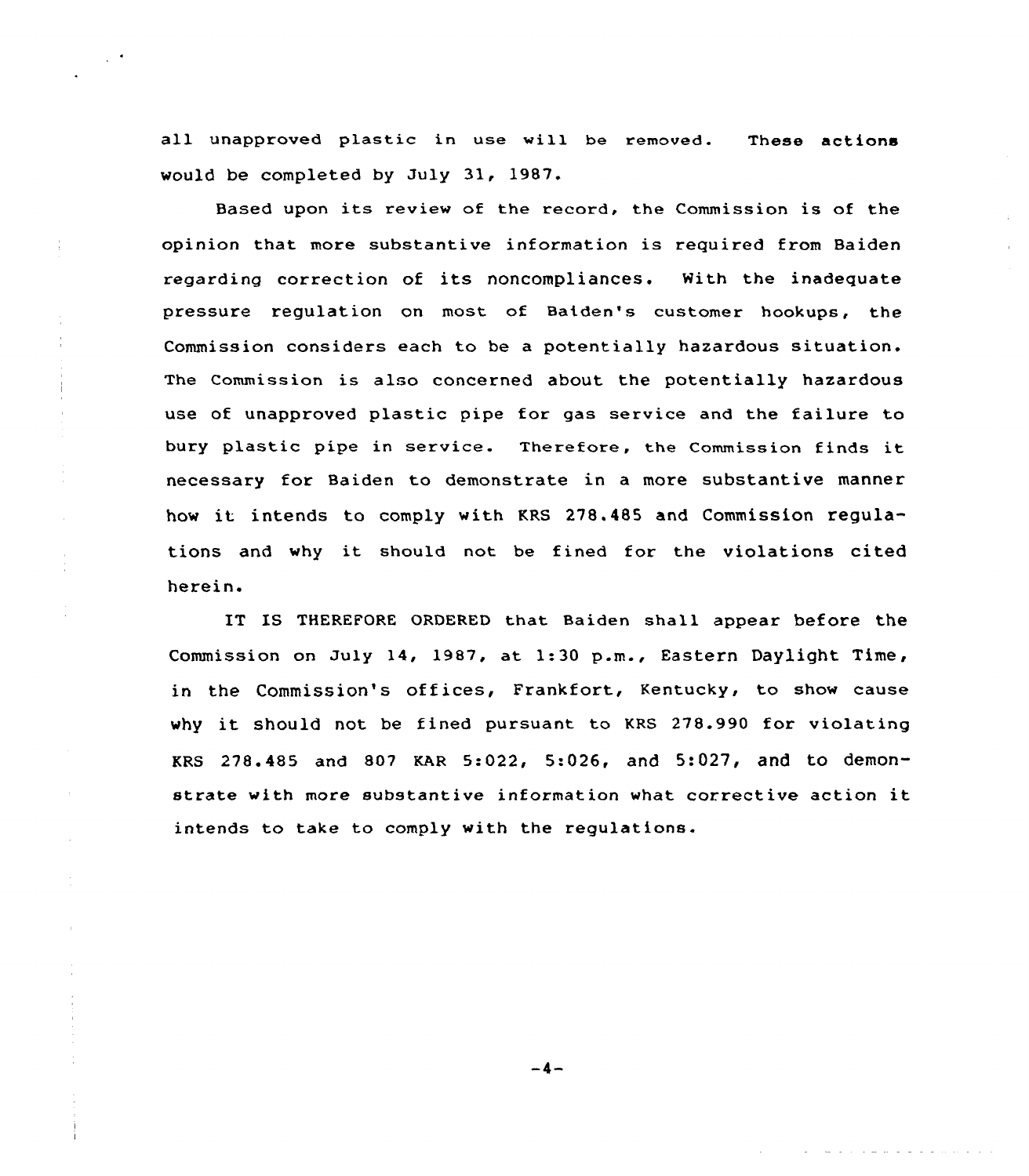all unapproved plastic in use will be removed. These actions would be completed by July 31, 1987.

Based upon its review of the record, the Commission is of the opinion that more substantive information is required from Baiden regarding correction of its noncompliances. With the inadequate pressure regulation on most of Baiden's customer hookups, the Commission considers each to be a potentially hazardous situation. The Commission is also concerned about the potentially hazardous use of unapproved plastic pipe for gas service and the failure to bury plastic pipe in service. Therefore, the Commission finds it necessary for Baiden to demonstrate in a more substantive manner how it intends to comply with KRS 278.485 and Commission regulations and why it should not be fined for the violations cited herein.

IT IS THEREFORE ORDERED that Baiden shall appear before the Commission on July 14, 1987, at 1:30 p.m., Eastern Daylight Time, in the Commission's offices, Frankfort, Kentucky, to show cause why it should not be fined pursuant to KRS 278.990 for violating KRS 278.485 and 807 KAR 5:022, 5:026, and 5:027, and to demonstrate with more substantive information what corrective action it intends to take to comply with the regulations.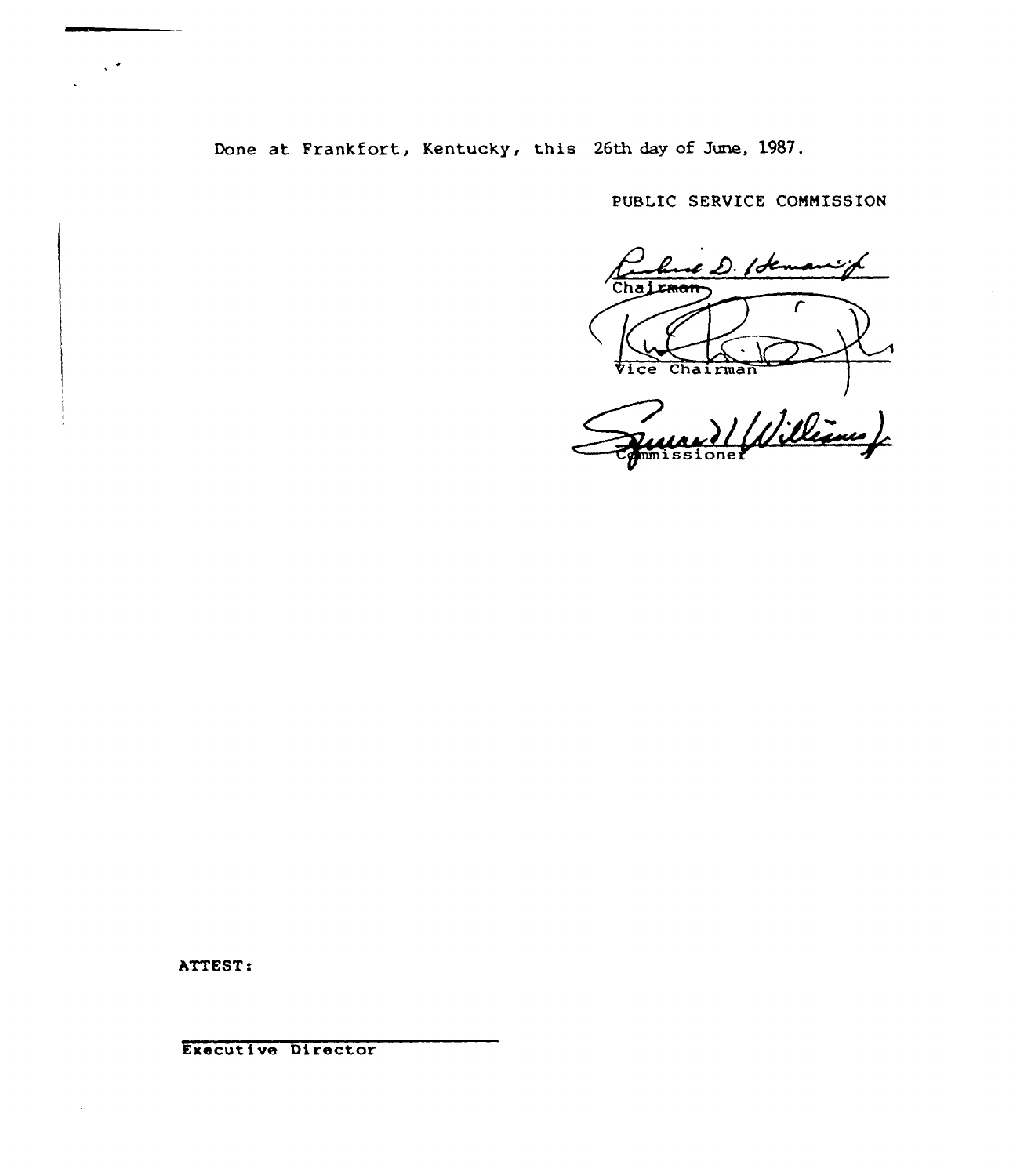Done at Frankfort, Kentucky, this 26th day of June, 1987.

PUBLIC SERVICE COMMISSION

Chairman

Vice Chairman

Commissioner

ATTEST:

Executive Director